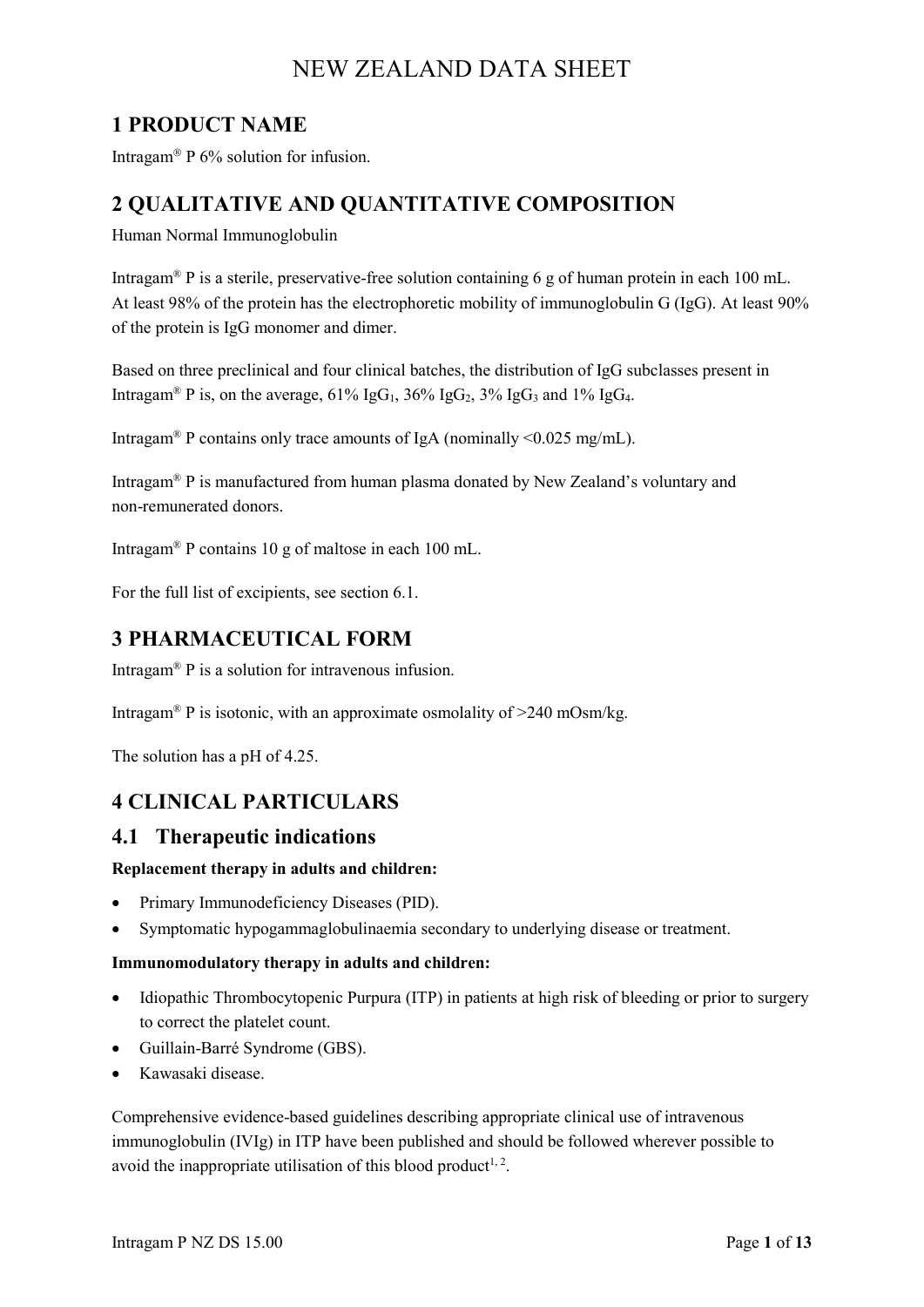# NEW ZEALAND DATA SHEET

## 1 PRODUCT NAME

Intragam® P 6% solution for infusion.

## 2 QUALITATIVE AND QUANTITATIVE COMPOSITION

Human Normal Immunoglobulin

Intragam® P is a sterile, preservative-free solution containing 6 g of human protein in each 100 mL. At least 98% of the protein has the electrophoretic mobility of immunoglobulin G (IgG). At least 90% of the protein is IgG monomer and dimer.

Based on three preclinical and four clinical batches, the distribution of IgG subclasses present in Intragam® P is, on the average, 61% $IgG_1$, 36% $IgG_2$, 3% $IgG_3$ and 1% $IgG_4$.

Intragam® P contains only trace amounts of IgA (nominally <0.025 mg/mL).

Intragam® P is manufactured from human plasma donated by New Zealand's voluntary and non-remunerated donors.

Intragam® P contains 10 g of maltose in each 100 mL.

For the full list of excipients, see section 6.1.

## 3 PHARMACEUTICAL FORM

Intragam® P is a solution for intravenous infusion.

Intragam® P is isotonic, with an approximate osmolality of >240 mOsm/kg.

The solution has a pH of 4.25.

## 4 CLINICAL PARTICULARS

### 4.1 Therapeutic indications

**Replacement therapy in adults and children:**

- Primary Immunodeficiency Diseases (PID).
- Symptomatic hypogammaglobulinaemia secondary to underlying disease or treatment.

**Immunomodulatory therapy in adults and children:**

- Idiopathic Thrombocytopenic Purpura (ITP) in patients at high risk of bleeding or prior to surgery to correct the platelet count.
- Guillain-Barré Syndrome (GBS).
- Kawasaki disease.

Comprehensive evidence-based guidelines describing appropriate clinical use of intravenous immunoglobulin (IVIg) in ITP have been published and should be followed wherever possible to avoid the inappropriate utilisation of this blood product[1, 2].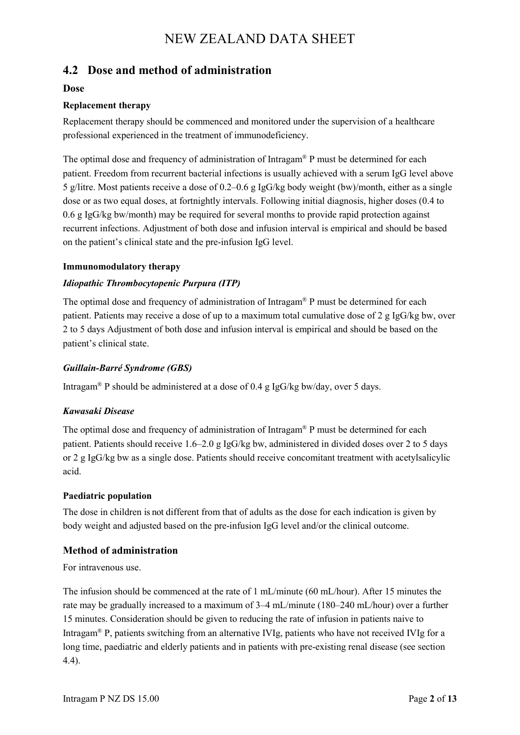## 4.2 Dose and method of administration

### Dose

#### Replacement therapy

Replacement therapy should be commenced and monitored under the supervision of a healthcare professional experienced in the treatment of immunodeficiency.

The optimal dose and frequency of administration of Intragam® P must be determined for each patient. Freedom from recurrent bacterial infections is usually achieved with a serum IgG level above 5 g/litre. Most patients receive a dose of 0.2–0.6 g IgG/kg body weight (bw)/month, either as a single dose or as two equal doses, at fortnightly intervals. Following initial diagnosis, higher doses (0.4 to 0.6 g IgG/kg bw/month) may be required for several months to provide rapid protection against recurrent infections. Adjustment of both dose and infusion interval is empirical and should be based on the patient's clinical state and the pre-infusion IgG level.

#### Immunomodulatory therapy

##### *Idiopathic Thrombocytopenic Purpura (ITP)*

The optimal dose and frequency of administration of Intragam® P must be determined for each patient. Patients may receive a dose of up to a maximum total cumulative dose of 2 g IgG/kg bw, over 2 to 5 days Adjustment of both dose and infusion interval is empirical and should be based on the patient's clinical state.

##### *Guillain-Barré Syndrome (GBS)*

Intragam® P should be administered at a dose of 0.4 g IgG/kg bw/day, over 5 days.

##### *Kawasaki Disease*

The optimal dose and frequency of administration of Intragam® P must be determined for each patient. Patients should receive 1.6–2.0 g IgG/kg bw, administered in divided doses over 2 to 5 days or 2 g IgG/kg bw as a single dose. Patients should receive concomitant treatment with acetylsalicylic acid.

#### Paediatric population

The dose in children is not different from that of adults as the dose for each indication is given by body weight and adjusted based on the pre-infusion IgG level and/or the clinical outcome.

### Method of administration

For intravenous use.

The infusion should be commenced at the rate of 1 mL/minute (60 mL/hour). After 15 minutes the rate may be gradually increased to a maximum of 3–4 mL/minute (180–240 mL/hour) over a further 15 minutes. Consideration should be given to reducing the rate of infusion in patients naive to Intragam® P, patients switching from an alternative IVIg, patients who have not received IVIg for a long time, paediatric and elderly patients and in patients with pre-existing renal disease (see section 4.4).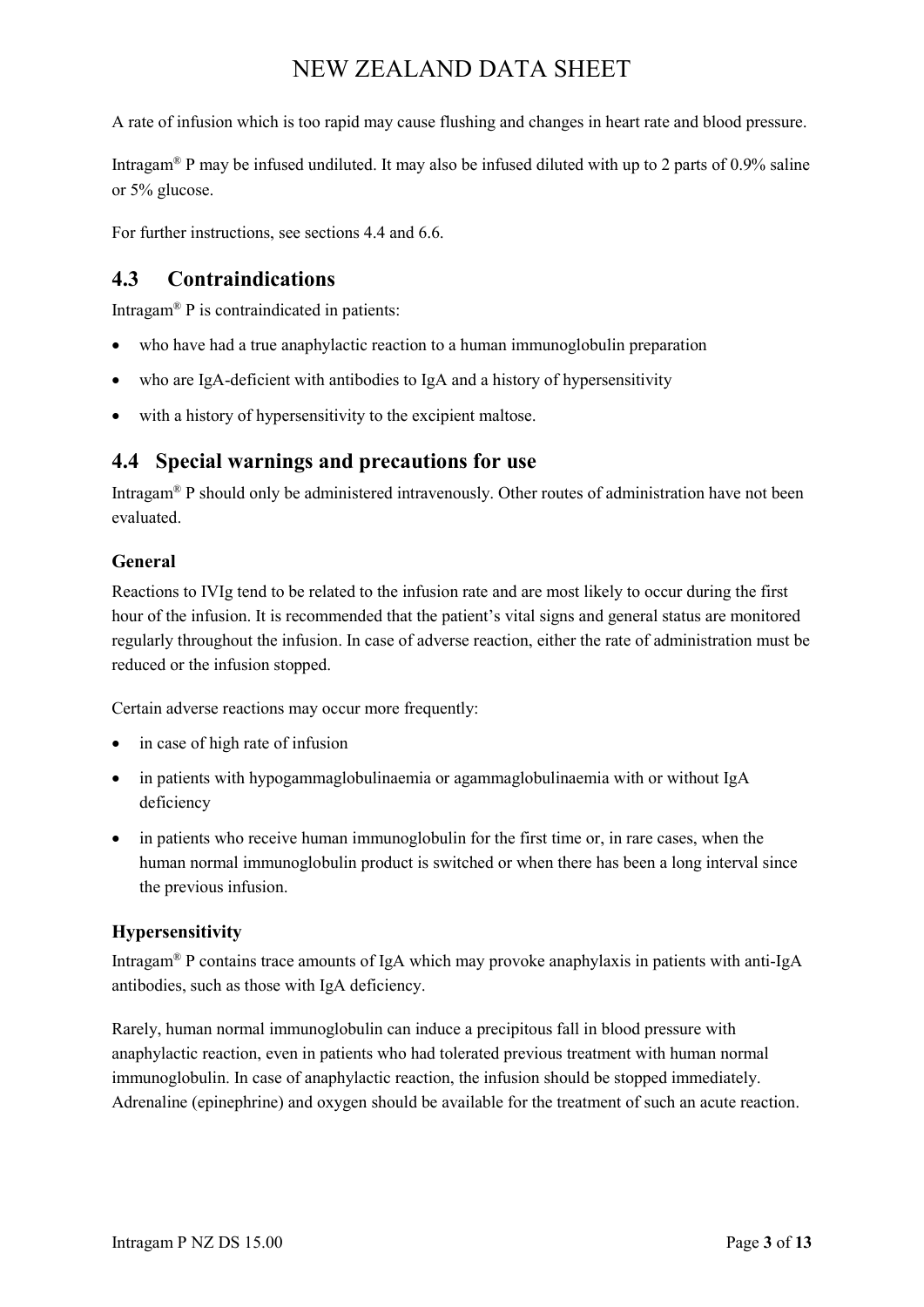A rate of infusion which is too rapid may cause flushing and changes in heart rate and blood pressure.

Intragam® P may be infused undiluted. It may also be infused diluted with up to 2 parts of 0.9% saline or 5% glucose.

For further instructions, see sections 4.4 and 6.6.

## 4.3 Contraindications

Intragam® P is contraindicated in patients:

- who have had a true anaphylactic reaction to a human immunoglobulin preparation
- who are IgA-deficient with antibodies to IgA and a history of hypersensitivity
- with a history of hypersensitivity to the excipient maltose.

## 4.4 Special warnings and precautions for use

Intragam® P should only be administered intravenously. Other routes of administration have not been evaluated.

### General

Reactions to IVIg tend to be related to the infusion rate and are most likely to occur during the first hour of the infusion. It is recommended that the patient's vital signs and general status are monitored regularly throughout the infusion. In case of adverse reaction, either the rate of administration must be reduced or the infusion stopped.

Certain adverse reactions may occur more frequently:

- in case of high rate of infusion
- in patients with hypogammaglobulinaemia or agammaglobulinaemia with or without IgA deficiency
- in patients who receive human immunoglobulin for the first time or, in rare cases, when the human normal immunoglobulin product is switched or when there has been a long interval since the previous infusion.

### Hypersensitivity

Intragam® P contains trace amounts of IgA which may provoke anaphylaxis in patients with anti-IgA antibodies, such as those with IgA deficiency.

Rarely, human normal immunoglobulin can induce a precipitous fall in blood pressure with anaphylactic reaction, even in patients who had tolerated previous treatment with human normal immunoglobulin. In case of anaphylactic reaction, the infusion should be stopped immediately. Adrenaline (epinephrine) and oxygen should be available for the treatment of such an acute reaction.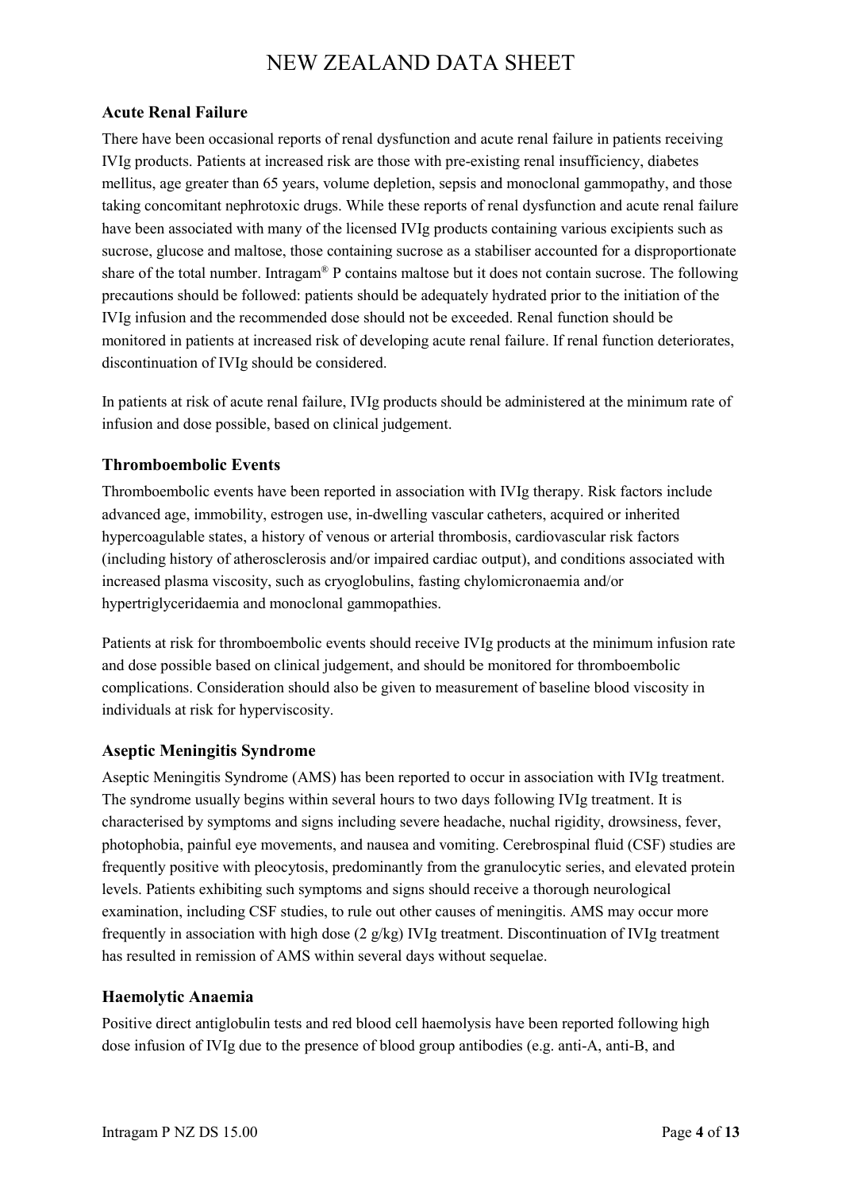### Acute Renal Failure

There have been occasional reports of renal dysfunction and acute renal failure in patients receiving IVIg products. Patients at increased risk are those with pre-existing renal insufficiency, diabetes mellitus, age greater than 65 years, volume depletion, sepsis and monoclonal gammopathy, and those taking concomitant nephrotoxic drugs. While these reports of renal dysfunction and acute renal failure have been associated with many of the licensed IVIg products containing various excipients such as sucrose, glucose and maltose, those containing sucrose as a stabiliser accounted for a disproportionate share of the total number. Intragam® P contains maltose but it does not contain sucrose. The following precautions should be followed: patients should be adequately hydrated prior to the initiation of the IVIg infusion and the recommended dose should not be exceeded. Renal function should be monitored in patients at increased risk of developing acute renal failure. If renal function deteriorates, discontinuation of IVIg should be considered.

In patients at risk of acute renal failure, IVIg products should be administered at the minimum rate of infusion and dose possible, based on clinical judgement.

### Thromboembolic Events

Thromboembolic events have been reported in association with IVIg therapy. Risk factors include advanced age, immobility, estrogen use, in-dwelling vascular catheters, acquired or inherited hypercoagulable states, a history of venous or arterial thrombosis, cardiovascular risk factors (including history of atherosclerosis and/or impaired cardiac output), and conditions associated with increased plasma viscosity, such as cryoglobulins, fasting chylomicronaemia and/or hypertriglyceridaemia and monoclonal gammopathies.

Patients at risk for thromboembolic events should receive IVIg products at the minimum infusion rate and dose possible based on clinical judgement, and should be monitored for thromboembolic complications. Consideration should also be given to measurement of baseline blood viscosity in individuals at risk for hyperviscosity.

### Aseptic Meningitis Syndrome

Aseptic Meningitis Syndrome (AMS) has been reported to occur in association with IVIg treatment. The syndrome usually begins within several hours to two days following IVIg treatment. It is characterised by symptoms and signs including severe headache, nuchal rigidity, drowsiness, fever, photophobia, painful eye movements, and nausea and vomiting. Cerebrospinal fluid (CSF) studies are frequently positive with pleocytosis, predominantly from the granulocytic series, and elevated protein levels. Patients exhibiting such symptoms and signs should receive a thorough neurological examination, including CSF studies, to rule out other causes of meningitis. AMS may occur more frequently in association with high dose (2 g/kg) IVIg treatment. Discontinuation of IVIg treatment has resulted in remission of AMS within several days without sequelae.

### Haemolytic Anaemia

Positive direct antiglobulin tests and red blood cell haemolysis have been reported following high dose infusion of IVIg due to the presence of blood group antibodies (e.g. anti-A, anti-B, and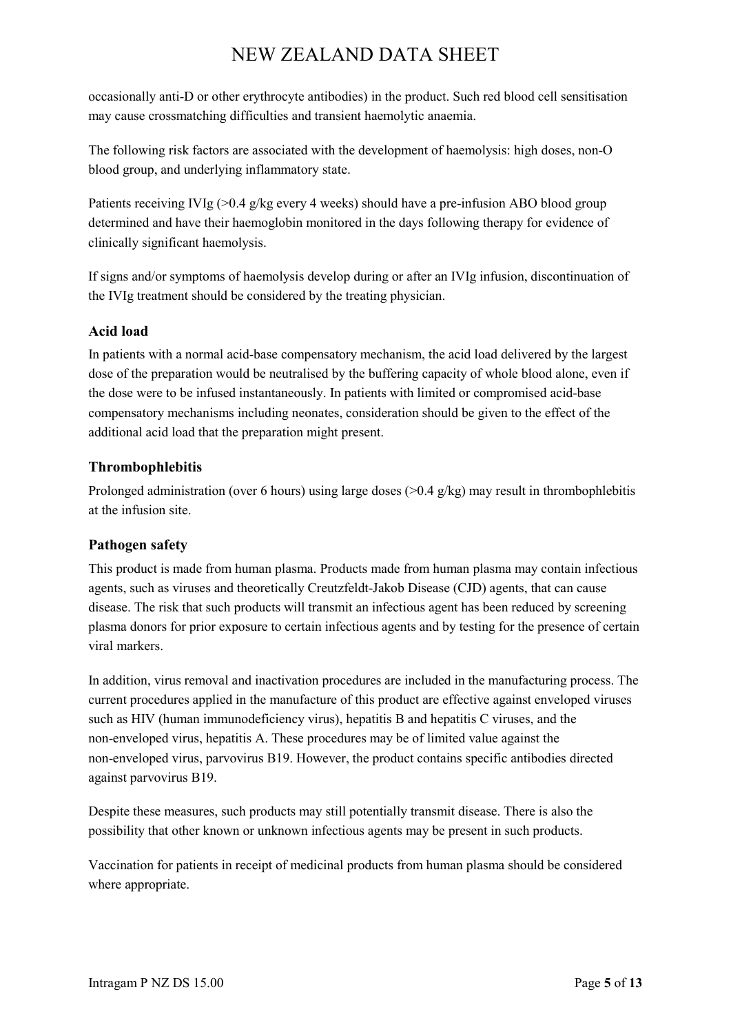occasionally anti-D or other erythrocyte antibodies) in the product. Such red blood cell sensitisation may cause crossmatching difficulties and transient haemolytic anaemia.

The following risk factors are associated with the development of haemolysis: high doses, non-O blood group, and underlying inflammatory state.

Patients receiving IVIg (>0.4 g/kg every 4 weeks) should have a pre-infusion ABO blood group determined and have their haemoglobin monitored in the days following therapy for evidence of clinically significant haemolysis.

If signs and/or symptoms of haemolysis develop during or after an IVIg infusion, discontinuation of the IVIg treatment should be considered by the treating physician.

### Acid load

In patients with a normal acid-base compensatory mechanism, the acid load delivered by the largest dose of the preparation would be neutralised by the buffering capacity of whole blood alone, even if the dose were to be infused instantaneously. In patients with limited or compromised acid-base compensatory mechanisms including neonates, consideration should be given to the effect of the additional acid load that the preparation might present.

### Thrombophlebitis

Prolonged administration (over 6 hours) using large doses (>0.4 g/kg) may result in thrombophlebitis at the infusion site.

### Pathogen safety

This product is made from human plasma. Products made from human plasma may contain infectious agents, such as viruses and theoretically Creutzfeldt-Jakob Disease (CJD) agents, that can cause disease. The risk that such products will transmit an infectious agent has been reduced by screening plasma donors for prior exposure to certain infectious agents and by testing for the presence of certain viral markers.

In addition, virus removal and inactivation procedures are included in the manufacturing process. The current procedures applied in the manufacture of this product are effective against enveloped viruses such as HIV (human immunodeficiency virus), hepatitis B and hepatitis C viruses, and the non-enveloped virus, hepatitis A. These procedures may be of limited value against the non-enveloped virus, parvovirus B19. However, the product contains specific antibodies directed against parvovirus B19.

Despite these measures, such products may still potentially transmit disease. There is also the possibility that other known or unknown infectious agents may be present in such products.

Vaccination for patients in receipt of medicinal products from human plasma should be considered where appropriate.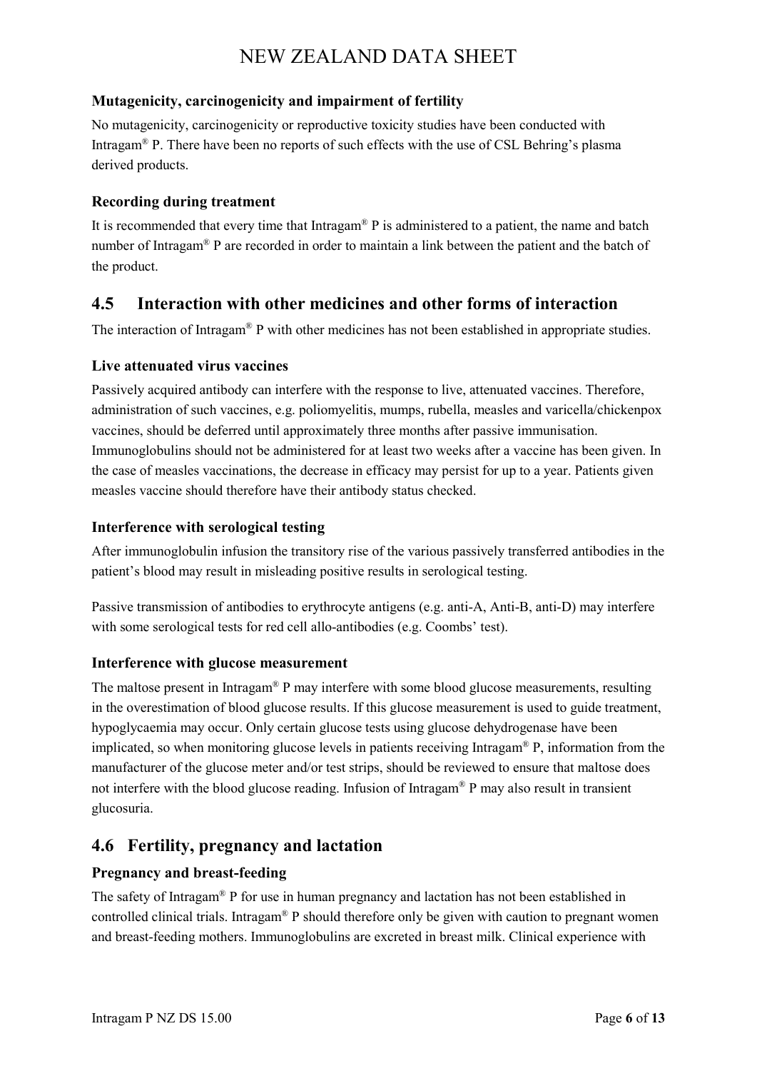### Mutagenicity, carcinogenicity and impairment of fertility

No mutagenicity, carcinogenicity or reproductive toxicity studies have been conducted with Intragam® P. There have been no reports of such effects with the use of CSL Behring's plasma derived products.

### Recording during treatment

It is recommended that every time that Intragam® P is administered to a patient, the name and batch number of Intragam® P are recorded in order to maintain a link between the patient and the batch of the product.

## 4.5 Interaction with other medicines and other forms of interaction

The interaction of Intragam® P with other medicines has not been established in appropriate studies.

### Live attenuated virus vaccines

Passively acquired antibody can interfere with the response to live, attenuated vaccines. Therefore, administration of such vaccines, e.g. poliomyelitis, mumps, rubella, measles and varicella/chickenpox vaccines, should be deferred until approximately three months after passive immunisation. Immunoglobulins should not be administered for at least two weeks after a vaccine has been given. In the case of measles vaccinations, the decrease in efficacy may persist for up to a year. Patients given measles vaccine should therefore have their antibody status checked.

### Interference with serological testing

After immunoglobulin infusion the transitory rise of the various passively transferred antibodies in the patient's blood may result in misleading positive results in serological testing.

Passive transmission of antibodies to erythrocyte antigens (e.g. anti-A, Anti-B, anti-D) may interfere with some serological tests for red cell allo-antibodies (e.g. Coombs' test).

### Interference with glucose measurement

The maltose present in Intragam® P may interfere with some blood glucose measurements, resulting in the overestimation of blood glucose results. If this glucose measurement is used to guide treatment, hypoglycaemia may occur. Only certain glucose tests using glucose dehydrogenase have been implicated, so when monitoring glucose levels in patients receiving Intragam® P, information from the manufacturer of the glucose meter and/or test strips, should be reviewed to ensure that maltose does not interfere with the blood glucose reading. Infusion of Intragam® P may also result in transient glucosuria.

## 4.6 Fertility, pregnancy and lactation

### Pregnancy and breast-feeding

The safety of Intragam® P for use in human pregnancy and lactation has not been established in controlled clinical trials. Intragam® P should therefore only be given with caution to pregnant women and breast-feeding mothers. Immunoglobulins are excreted in breast milk. Clinical experience with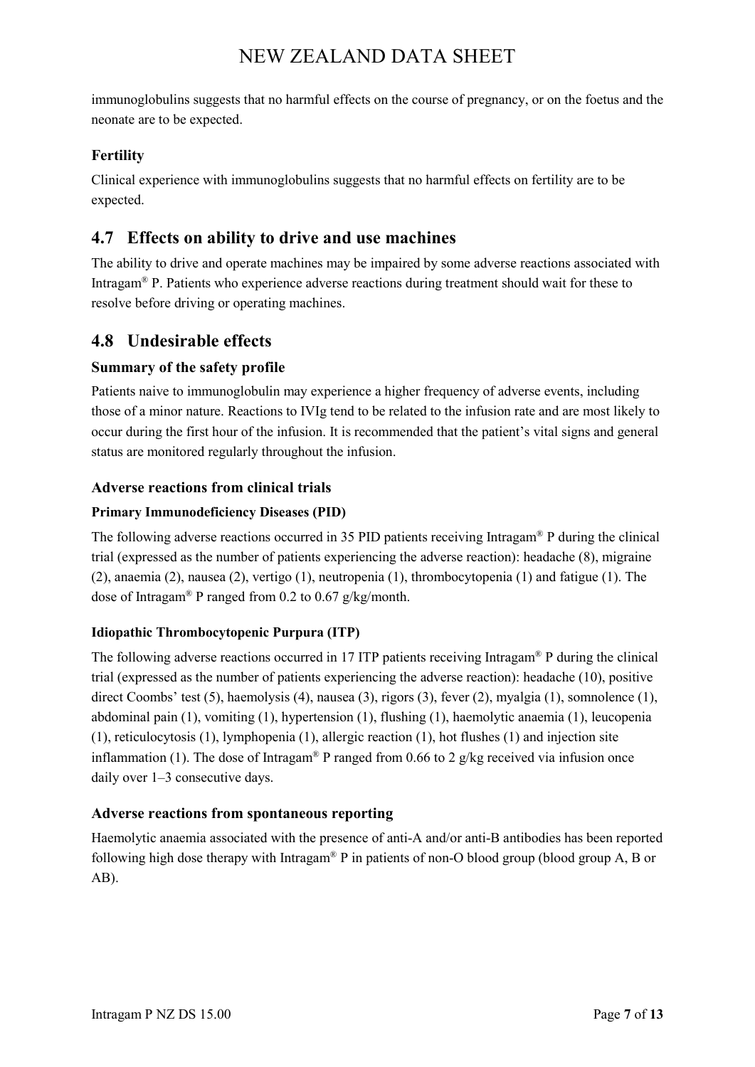immunoglobulins suggests that no harmful effects on the course of pregnancy, or on the foetus and the neonate are to be expected.

### Fertility

Clinical experience with immunoglobulins suggests that no harmful effects on fertility are to be expected.

## 4.7 Effects on ability to drive and use machines

The ability to drive and operate machines may be impaired by some adverse reactions associated with Intragam® P. Patients who experience adverse reactions during treatment should wait for these to resolve before driving or operating machines.

## 4.8 Undesirable effects

### Summary of the safety profile

Patients naive to immunoglobulin may experience a higher frequency of adverse events, including those of a minor nature. Reactions to IVIg tend to be related to the infusion rate and are most likely to occur during the first hour of the infusion. It is recommended that the patient's vital signs and general status are monitored regularly throughout the infusion.

### Adverse reactions from clinical trials

#### Primary Immunodeficiency Diseases (PID)

The following adverse reactions occurred in 35 PID patients receiving Intragam® P during the clinical trial (expressed as the number of patients experiencing the adverse reaction): headache (8), migraine (2), anaemia (2), nausea (2), vertigo (1), neutropenia (1), thrombocytopenia (1) and fatigue (1). The dose of Intragam® P ranged from 0.2 to 0.67 g/kg/month.

#### Idiopathic Thrombocytopenic Purpura (ITP)

The following adverse reactions occurred in 17 ITP patients receiving Intragam® P during the clinical trial (expressed as the number of patients experiencing the adverse reaction): headache (10), positive direct Coombs' test (5), haemolysis (4), nausea (3), rigors (3), fever (2), myalgia (1), somnolence (1), abdominal pain (1), vomiting (1), hypertension (1), flushing (1), haemolytic anaemia (1), leucopenia (1), reticulocytosis (1), lymphopenia (1), allergic reaction (1), hot flushes (1) and injection site inflammation (1). The dose of Intragam® P ranged from 0.66 to 2 g/kg received via infusion once daily over 1–3 consecutive days.

### Adverse reactions from spontaneous reporting

Haemolytic anaemia associated with the presence of anti-A and/or anti-B antibodies has been reported following high dose therapy with Intragam® P in patients of non-O blood group (blood group A, B or AB).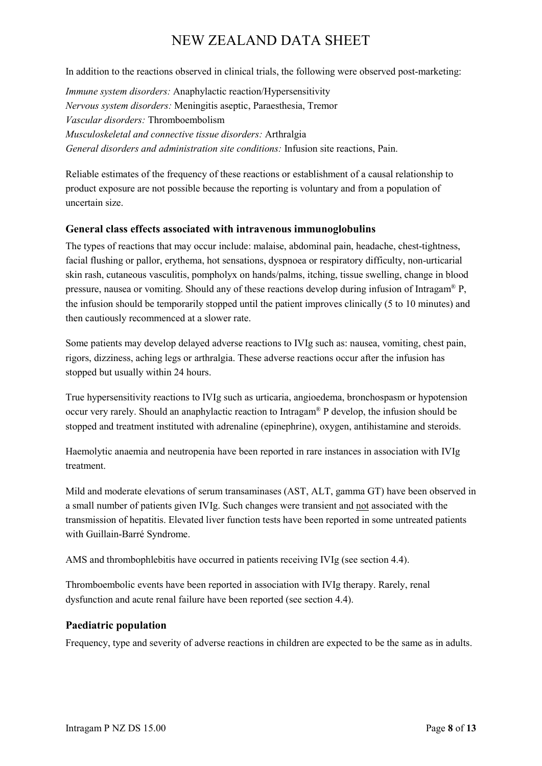In addition to the reactions observed in clinical trials, the following were observed post-marketing:

*Immune system disorders:* Anaphylactic reaction/Hypersensitivity
*Nervous system disorders:* Meningitis aseptic, Paraesthesia, Tremor
*Vascular disorders:* Thromboembolism
*Musculoskeletal and connective tissue disorders:* Arthralgia
*General disorders and administration site conditions:* Infusion site reactions, Pain.

Reliable estimates of the frequency of these reactions or establishment of a causal relationship to product exposure are not possible because the reporting is voluntary and from a population of uncertain size.

### General class effects associated with intravenous immunoglobulins

The types of reactions that may occur include: malaise, abdominal pain, headache, chest-tightness, facial flushing or pallor, erythema, hot sensations, dyspnoea or respiratory difficulty, non-urticarial skin rash, cutaneous vasculitis, pompholyx on hands/palms, itching, tissue swelling, change in blood pressure, nausea or vomiting. Should any of these reactions develop during infusion of Intragam® P, the infusion should be temporarily stopped until the patient improves clinically (5 to 10 minutes) and then cautiously recommenced at a slower rate.

Some patients may develop delayed adverse reactions to IVIg such as: nausea, vomiting, chest pain, rigors, dizziness, aching legs or arthralgia. These adverse reactions occur after the infusion has stopped but usually within 24 hours.

True hypersensitivity reactions to IVIg such as urticaria, angioedema, bronchospasm or hypotension occur very rarely. Should an anaphylactic reaction to Intragam® P develop, the infusion should be stopped and treatment instituted with adrenaline (epinephrine), oxygen, antihistamine and steroids.

Haemolytic anaemia and neutropenia have been reported in rare instances in association with IVIg treatment.

Mild and moderate elevations of serum transaminases (AST, ALT, gamma GT) have been observed in a small number of patients given IVIg. Such changes were transient and not associated with the transmission of hepatitis. Elevated liver function tests have been reported in some untreated patients with Guillain-Barré Syndrome.

AMS and thrombophlebitis have occurred in patients receiving IVIg (see section 4.4).

Thromboembolic events have been reported in association with IVIg therapy. Rarely, renal dysfunction and acute renal failure have been reported (see section 4.4).

### Paediatric population

Frequency, type and severity of adverse reactions in children are expected to be the same as in adults.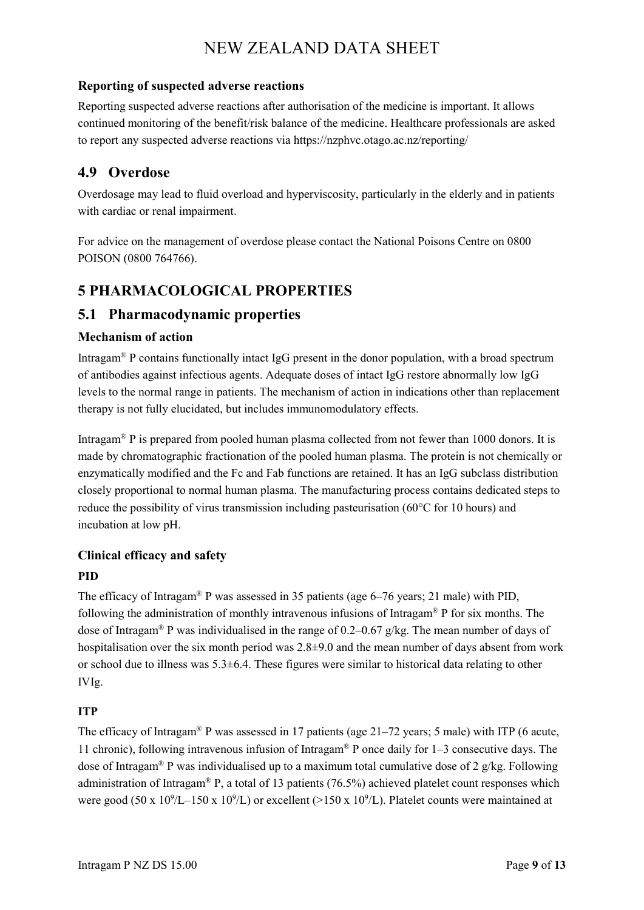### Reporting of suspected adverse reactions

Reporting suspected adverse reactions after authorisation of the medicine is important. It allows continued monitoring of the benefit/risk balance of the medicine. Healthcare professionals are asked to report any suspected adverse reactions via https://nzphvc.otago.ac.nz/reporting/

## 4.9 Overdose

Overdosage may lead to fluid overload and hyperviscosity, particularly in the elderly and in patients with cardiac or renal impairment.

For advice on the management of overdose please contact the National Poisons Centre on 0800 POISON (0800 764766).

# 5 PHARMACOLOGICAL PROPERTIES

## 5.1 Pharmacodynamic properties

### Mechanism of action

Intragam® P contains functionally intact IgG present in the donor population, with a broad spectrum of antibodies against infectious agents. Adequate doses of intact IgG restore abnormally low IgG levels to the normal range in patients. The mechanism of action in indications other than replacement therapy is not fully elucidated, but includes immunomodulatory effects.

Intragam® P is prepared from pooled human plasma collected from not fewer than 1000 donors. It is made by chromatographic fractionation of the pooled human plasma. The protein is not chemically or enzymatically modified and the Fc and Fab functions are retained. It has an IgG subclass distribution closely proportional to normal human plasma. The manufacturing process contains dedicated steps to reduce the possibility of virus transmission including pasteurisation (60°C for 10 hours) and incubation at low pH.

### Clinical efficacy and safety

#### PID

The efficacy of Intragam® P was assessed in 35 patients (age 6–76 years; 21 male) with PID, following the administration of monthly intravenous infusions of Intragam® P for six months. The dose of Intragam® P was individualised in the range of 0.2–0.67 g/kg. The mean number of days of hospitalisation over the six month period was 2.8±9.0 and the mean number of days absent from work or school due to illness was 5.3±6.4. These figures were similar to historical data relating to other IVIg.

#### ITP

The efficacy of Intragam® P was assessed in 17 patients (age 21–72 years; 5 male) with ITP (6 acute, 11 chronic), following intravenous infusion of Intragam® P once daily for 1–3 consecutive days. The dose of Intragam® P was individualised up to a maximum total cumulative dose of 2 g/kg. Following administration of Intragam® P, a total of 13 patients (76.5%) achieved platelet count responses which were good ($50 \times 10^9$/L–$150 \times 10^9$/L) or excellent (>$150 \times 10^9$/L). Platelet counts were maintained at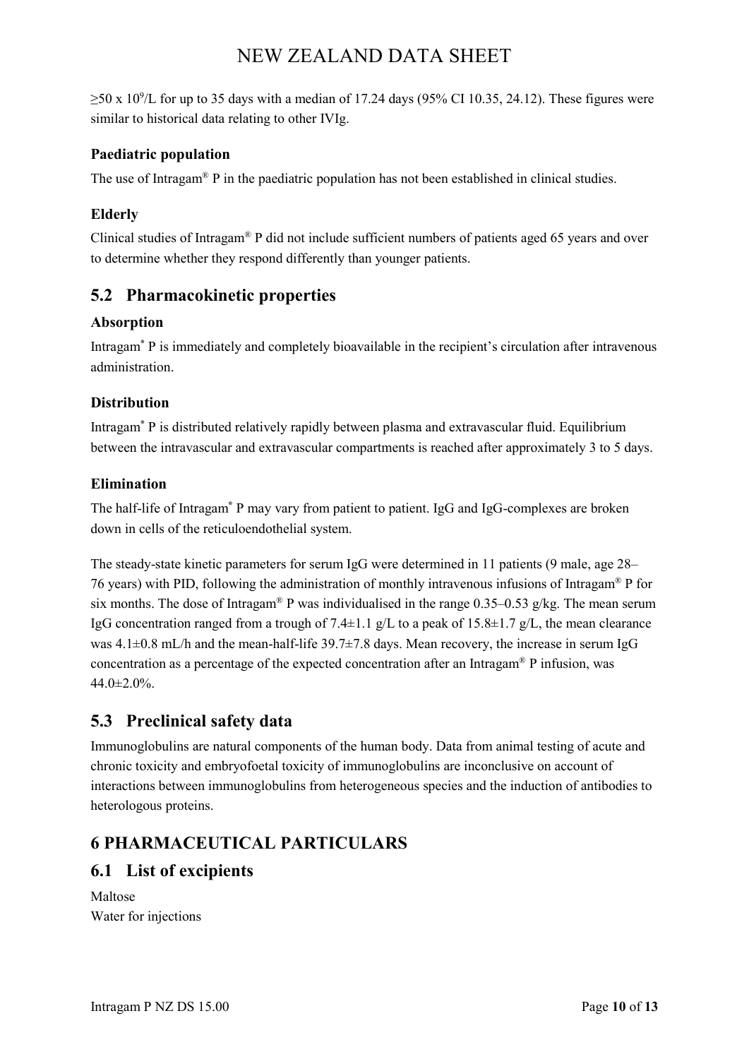$\geq 50 \times 10^9$/L for up to 35 days with a median of 17.24 days (95% CI 10.35, 24.12). These figures were similar to historical data relating to other IVIg.

### Paediatric population

The use of Intragam® P in the paediatric population has not been established in clinical studies.

### Elderly

Clinical studies of Intragam® P did not include sufficient numbers of patients aged 65 years and over to determine whether they respond differently than younger patients.

## 5.2 Pharmacokinetic properties

### Absorption

Intragam® P is immediately and completely bioavailable in the recipient's circulation after intravenous administration.

### Distribution

Intragam® P is distributed relatively rapidly between plasma and extravascular fluid. Equilibrium between the intravascular and extravascular compartments is reached after approximately 3 to 5 days.

### Elimination

The half-life of Intragam® P may vary from patient to patient. IgG and IgG-complexes are broken down in cells of the reticuloendothelial system.

The steady-state kinetic parameters for serum IgG were determined in 11 patients (9 male, age 28–76 years) with PID, following the administration of monthly intravenous infusions of Intragam® P for six months. The dose of Intragam® P was individualised in the range 0.35–0.53 g/kg. The mean serum IgG concentration ranged from a trough of 7.4±1.1 g/L to a peak of 15.8±1.7 g/L, the mean clearance was 4.1±0.8 mL/h and the mean-half-life 39.7±7.8 days. Mean recovery, the increase in serum IgG concentration as a percentage of the expected concentration after an Intragam® P infusion, was 44.0±2.0%.

## 5.3 Preclinical safety data

Immunoglobulins are natural components of the human body. Data from animal testing of acute and chronic toxicity and embryofoetal toxicity of immunoglobulins are inconclusive on account of interactions between immunoglobulins from heterogeneous species and the induction of antibodies to heterologous proteins.

# 6 PHARMACEUTICAL PARTICULARS

## 6.1 List of excipients

Maltose
Water for injections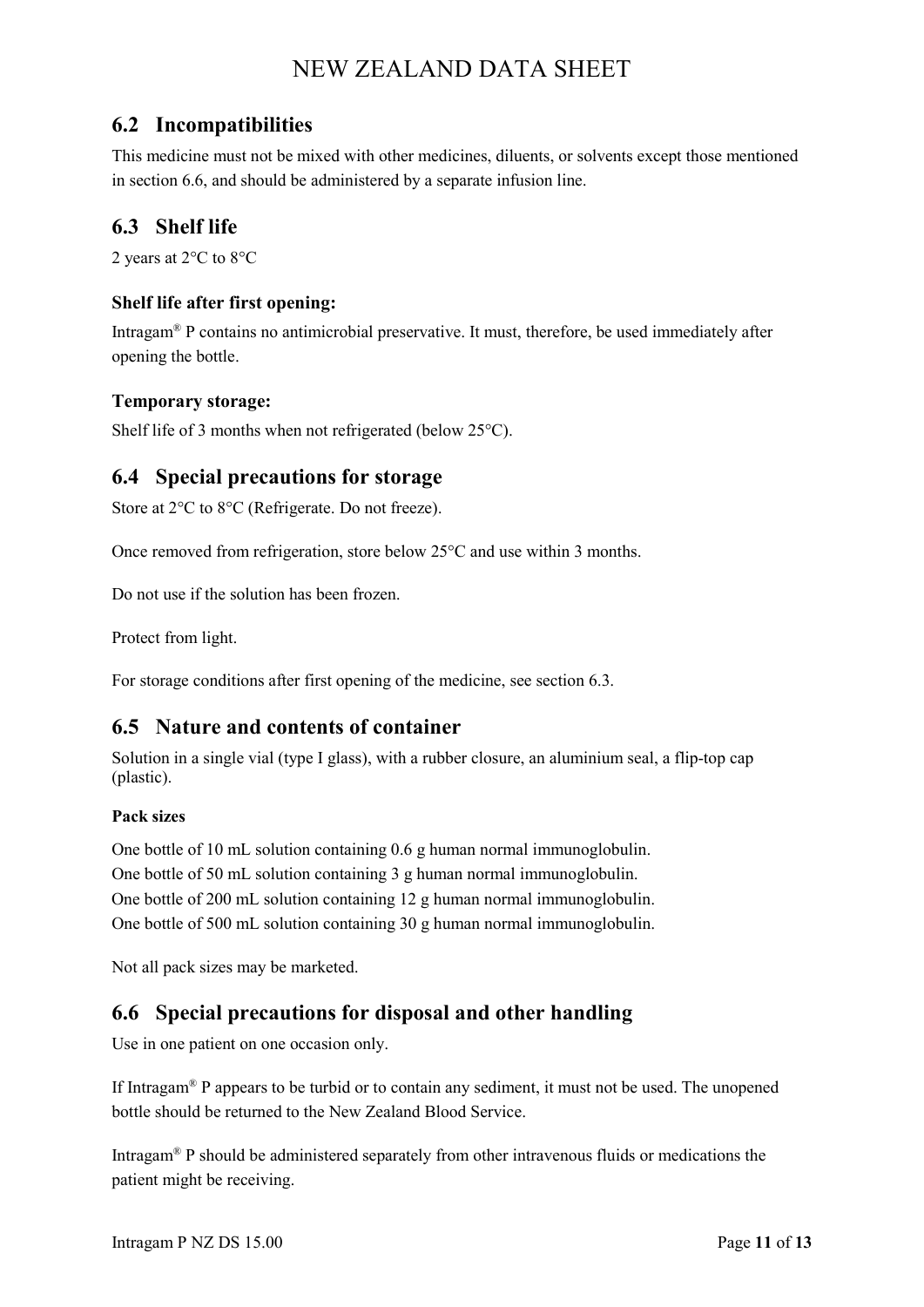## 6.2 Incompatibilities

This medicine must not be mixed with other medicines, diluents, or solvents except those mentioned in section 6.6, and should be administered by a separate infusion line.

## 6.3 Shelf life

2 years at 2°C to 8°C

### Shelf life after first opening:

Intragam® P contains no antimicrobial preservative. It must, therefore, be used immediately after opening the bottle.

### Temporary storage:

Shelf life of 3 months when not refrigerated (below 25°C).

## 6.4 Special precautions for storage

Store at 2°C to 8°C (Refrigerate. Do not freeze).

Once removed from refrigeration, store below 25°C and use within 3 months.

Do not use if the solution has been frozen.

Protect from light.

For storage conditions after first opening of the medicine, see section 6.3.

## 6.5 Nature and contents of container

Solution in a single vial (type I glass), with a rubber closure, an aluminium seal, a flip-top cap (plastic).

#### Pack sizes

One bottle of 10 mL solution containing 0.6 g human normal immunoglobulin.
One bottle of 50 mL solution containing 3 g human normal immunoglobulin.
One bottle of 200 mL solution containing 12 g human normal immunoglobulin.
One bottle of 500 mL solution containing 30 g human normal immunoglobulin.

Not all pack sizes may be marketed.

## 6.6 Special precautions for disposal and other handling

Use in one patient on one occasion only.

If Intragam® P appears to be turbid or to contain any sediment, it must not be used. The unopened bottle should be returned to the New Zealand Blood Service.

Intragam® P should be administered separately from other intravenous fluids or medications the patient might be receiving.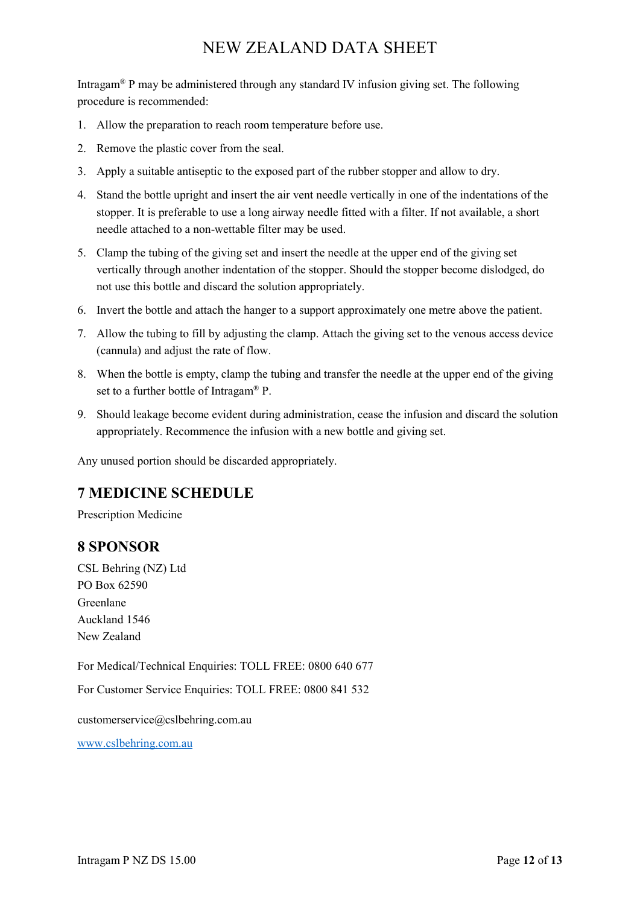Intragam® P may be administered through any standard IV infusion giving set. The following procedure is recommended:

1. Allow the preparation to reach room temperature before use.
2. Remove the plastic cover from the seal.
3. Apply a suitable antiseptic to the exposed part of the rubber stopper and allow to dry.
4. Stand the bottle upright and insert the air vent needle vertically in one of the indentations of the stopper. It is preferable to use a long airway needle fitted with a filter. If not available, a short needle attached to a non-wettable filter may be used.
5. Clamp the tubing of the giving set and insert the needle at the upper end of the giving set vertically through another indentation of the stopper. Should the stopper become dislodged, do not use this bottle and discard the solution appropriately.
6. Invert the bottle and attach the hanger to a support approximately one metre above the patient.
7. Allow the tubing to fill by adjusting the clamp. Attach the giving set to the venous access device (cannula) and adjust the rate of flow.
8. When the bottle is empty, clamp the tubing and transfer the needle at the upper end of the giving set to a further bottle of Intragam® P.
9. Should leakage become evident during administration, cease the infusion and discard the solution appropriately. Recommence the infusion with a new bottle and giving set.

Any unused portion should be discarded appropriately.

## 7 MEDICINE SCHEDULE

Prescription Medicine

## 8 SPONSOR

CSL Behring (NZ) Ltd
PO Box 62590
Greenlane
Auckland 1546
New Zealand

For Medical/Technical Enquiries: TOLL FREE: 0800 640 677

For Customer Service Enquiries: TOLL FREE: 0800 841 532

customerservice@cslbehring.com.au

www.cslbehring.com.au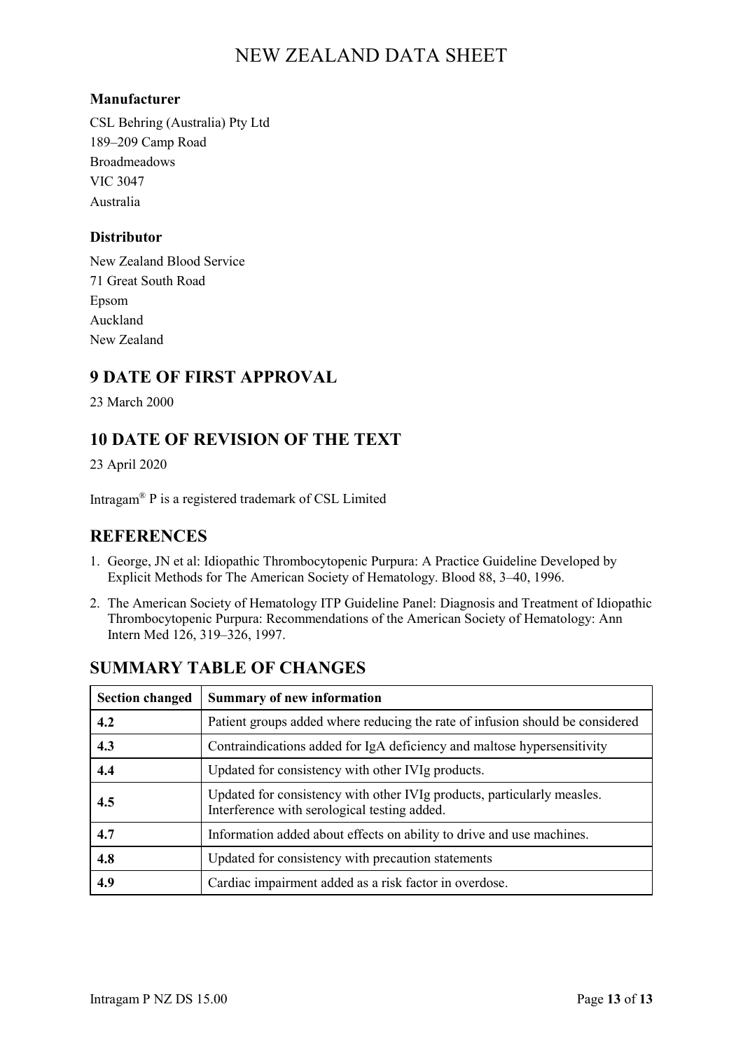**Manufacturer**

CSL Behring (Australia) Pty Ltd
189–209 Camp Road
Broadmeadows
VIC 3047
Australia

**Distributor**

New Zealand Blood Service
71 Great South Road
Epsom
Auckland
New Zealand

## 9 DATE OF FIRST APPROVAL

23 March 2000

## 10 DATE OF REVISION OF THE TEXT

23 April 2020

Intragam® P is a registered trademark of CSL Limited

## REFERENCES

1. George, JN et al: Idiopathic Thrombocytopenic Purpura: A Practice Guideline Developed by Explicit Methods for The American Society of Hematology. Blood 88, 3–40, 1996.
2. The American Society of Hematology ITP Guideline Panel: Diagnosis and Treatment of Idiopathic Thrombocytopenic Purpura: Recommendations of the American Society of Hematology: Ann Intern Med 126, 319–326, 1997.

## SUMMARY TABLE OF CHANGES

| Section changed | Summary of new information |
|---|---|
| **4.2** | Patient groups added where reducing the rate of infusion should be considered |
| **4.3** | Contraindications added for IgA deficiency and maltose hypersensitivity |
| **4.4** | Updated for consistency with other IVIg products. |
| **4.5** | Updated for consistency with other IVIg products, particularly measles. Interference with serological testing added. |
| **4.7** | Information added about effects on ability to drive and use machines. |
| **4.8** | Updated for consistency with precaution statements |
| **4.9** | Cardiac impairment added as a risk factor in overdose. |